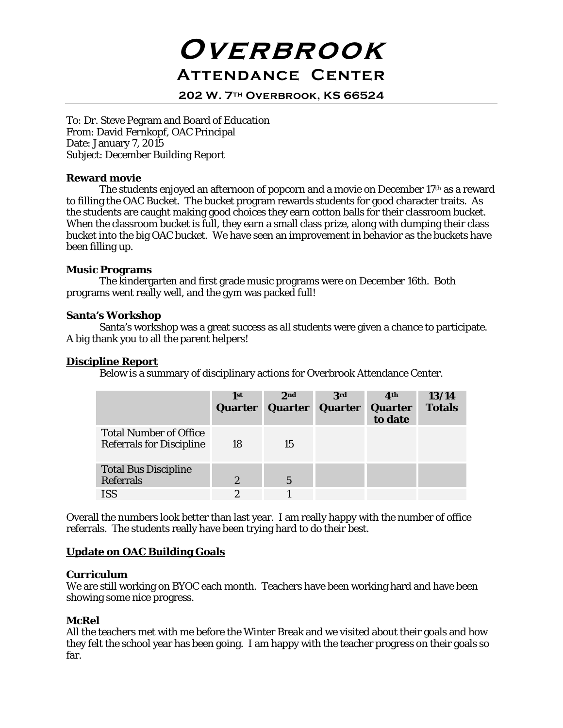# Overbrook

## Attendance Center

### 202 W. 7th Overbrook, KS 66524

To: Dr. Steve Pegram and Board of Education
From: David Fernkopf, OAC Principal
Date: January 7, 2015
Subject: December Building Report

**Reward movie**

The students enjoyed an afternoon of popcorn and a movie on December 17th as a reward to filling the OAC Bucket. The bucket program rewards students for good character traits. As the students are caught making good choices they earn cotton balls for their classroom bucket. When the classroom bucket is full, they earn a small class prize, along with dumping their class bucket into the big OAC bucket. We have seen an improvement in behavior as the buckets have been filling up.

**Music Programs**

The kindergarten and first grade music programs were on December 16th. Both programs went really well, and the gym was packed full!

**Santa's Workshop**

Santa's workshop was a great success as all students were given a chance to participate. A big thank you to all the parent helpers!

**Discipline Report**

Below is a summary of disciplinary actions for Overbrook Attendance Center.

| | 1st Quarter | 2nd Quarter | 3rd Quarter | 4th Quarter to date | 13/14 Totals |
|---|---|---|---|---|---|
| Total Number of Office Referrals for Discipline | 18 | 15 | | | |
| Total Bus Discipline Referrals | 2 | 5 | | | |
| ISS | 2 | 1 | | | |

Overall the numbers look better than last year. I am really happy with the number of office referrals. The students really have been trying hard to do their best.

**Update on OAC Building Goals**

**Curriculum**

We are still working on BYOC each month. Teachers have been working hard and have been showing some nice progress.

**McRel**

All the teachers met with me before the Winter Break and we visited about their goals and how they felt the school year has been going. I am happy with the teacher progress on their goals so far.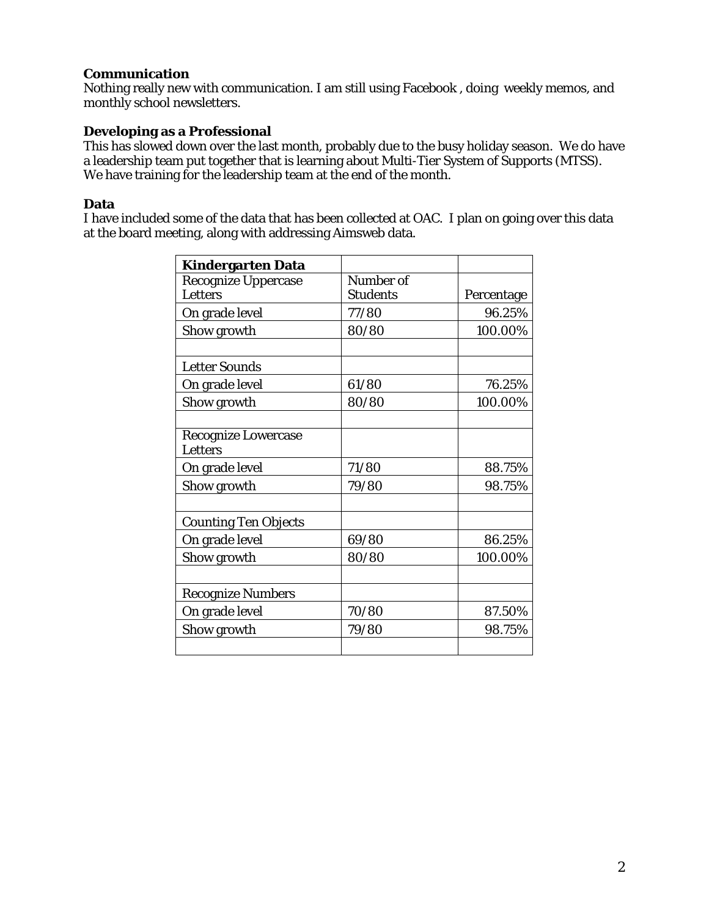**Communication**

Nothing really new with communication. I am still using Facebook , doing weekly memos, and monthly school newsletters.

**Developing as a Professional**

This has slowed down over the last month, probably due to the busy holiday season. We do have a leadership team put together that is learning about Multi-Tier System of Supports (MTSS). We have training for the leadership team at the end of the month.

**Data**

I have included some of the data that has been collected at OAC. I plan on going over this data at the board meeting, along with addressing Aimsweb data.

| **Kindergarten Data** | | |
|---|---|---|
| Recognize Uppercase Letters | Number of Students | Percentage |
| On grade level | 77/80 | 96.25% |
| Show growth | 80/80 | 100.00% |
| | | |
| Letter Sounds | | |
| On grade level | 61/80 | 76.25% |
| Show growth | 80/80 | 100.00% |
| | | |
| Recognize Lowercase Letters | | |
| On grade level | 71/80 | 88.75% |
| Show growth | 79/80 | 98.75% |
| | | |
| Counting Ten Objects | | |
| On grade level | 69/80 | 86.25% |
| Show growth | 80/80 | 100.00% |
| | | |
| Recognize Numbers | | |
| On grade level | 70/80 | 87.50% |
| Show growth | 79/80 | 98.75% |
| | | |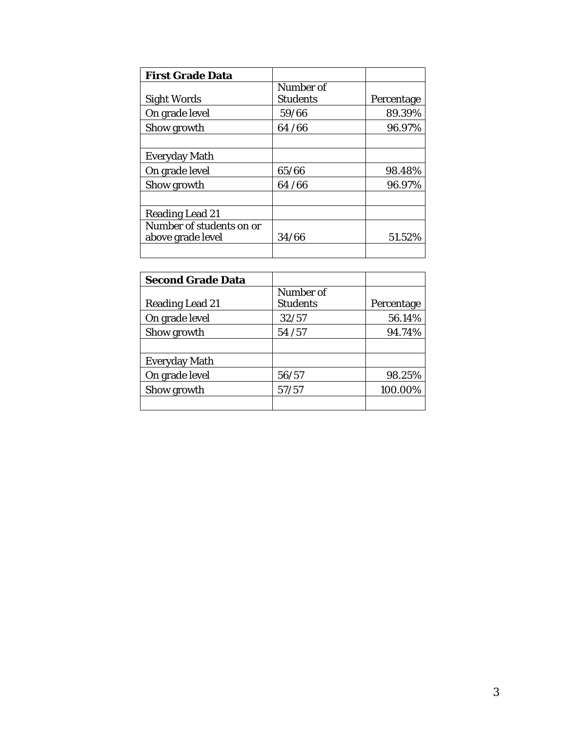| First Grade Data | | |
|---|---|---|
| Sight Words | Number of Students | Percentage |
| On grade level | 59/66 | 89.39% |
| Show growth | 64 /66 | 96.97% |
| | | |
| Everyday Math | | |
| On grade level | 65/66 | 98.48% |
| Show growth | 64 /66 | 96.97% |
| | | |
| Reading Lead 21 | | |
| Number of students on or above grade level | 34/66 | 51.52% |
| | | |

| Second Grade Data | | |
|---|---|---|
| Reading Lead 21 | Number of Students | Percentage |
| On grade level | 32/57 | 56.14% |
| Show growth | 54 /57 | 94.74% |
| | | |
| Everyday Math | | |
| On grade level | 56/57 | 98.25% |
| Show growth | 57/57 | 100.00% |
| | | |